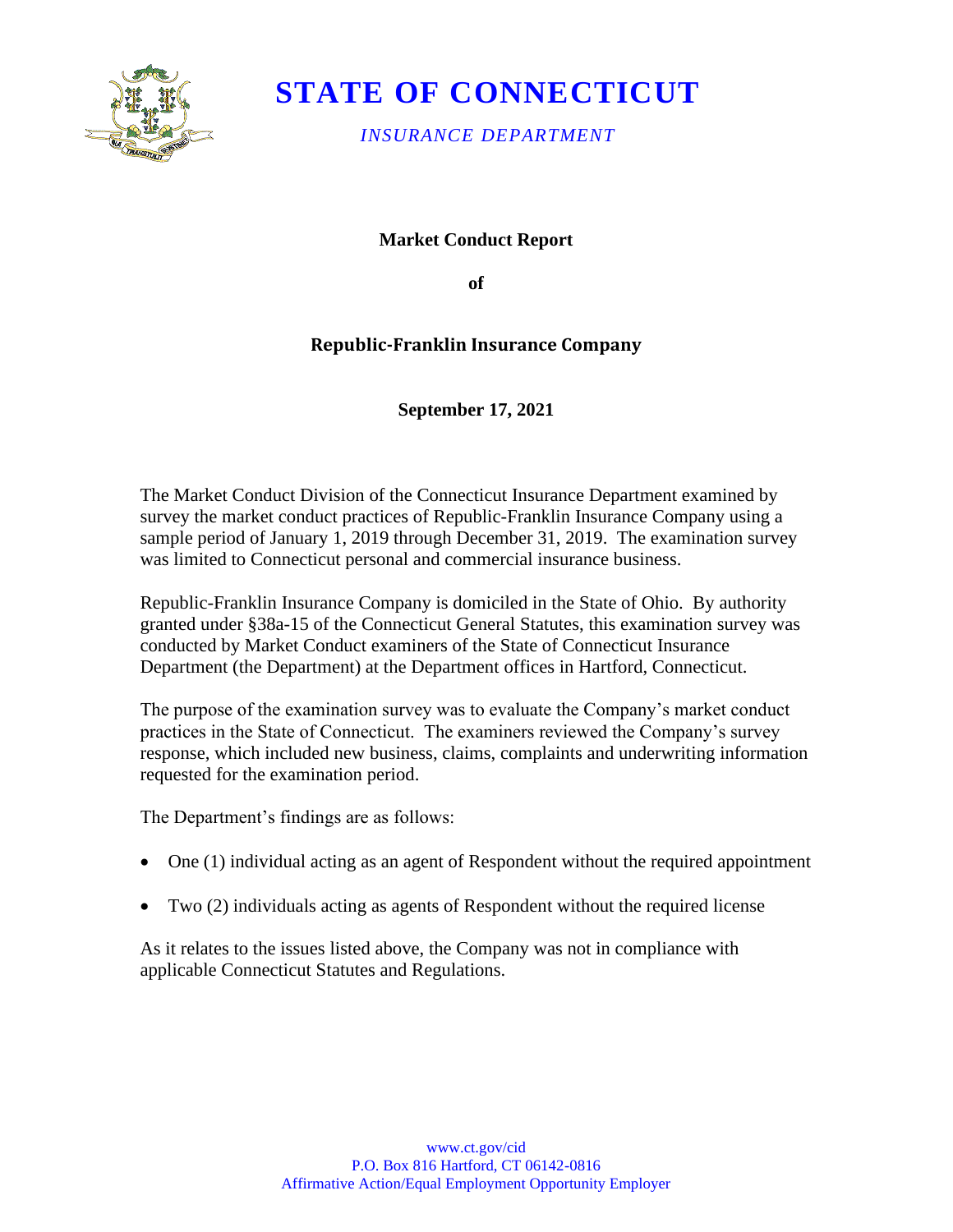# STATE OF CONNECTICUT

*INSURANCE DEPARTMENT*

**Market Conduct Report**

**of**

**Republic-Franklin Insurance Company**

**September 17, 2021**

The Market Conduct Division of the Connecticut Insurance Department examined by survey the market conduct practices of Republic-Franklin Insurance Company using a sample period of January 1, 2019 through December 31, 2019. The examination survey was limited to Connecticut personal and commercial insurance business.

Republic-Franklin Insurance Company is domiciled in the State of Ohio. By authority granted under §38a-15 of the Connecticut General Statutes, this examination survey was conducted by Market Conduct examiners of the State of Connecticut Insurance Department (the Department) at the Department offices in Hartford, Connecticut.

The purpose of the examination survey was to evaluate the Company's market conduct practices in the State of Connecticut. The examiners reviewed the Company's survey response, which included new business, claims, complaints and underwriting information requested for the examination period.

The Department's findings are as follows:

- One (1) individual acting as an agent of Respondent without the required appointment
- Two (2) individuals acting as agents of Respondent without the required license

As it relates to the issues listed above, the Company was not in compliance with applicable Connecticut Statutes and Regulations.

www.ct.gov/cid
P.O. Box 816 Hartford, CT 06142-0816
Affirmative Action/Equal Employment Opportunity Employer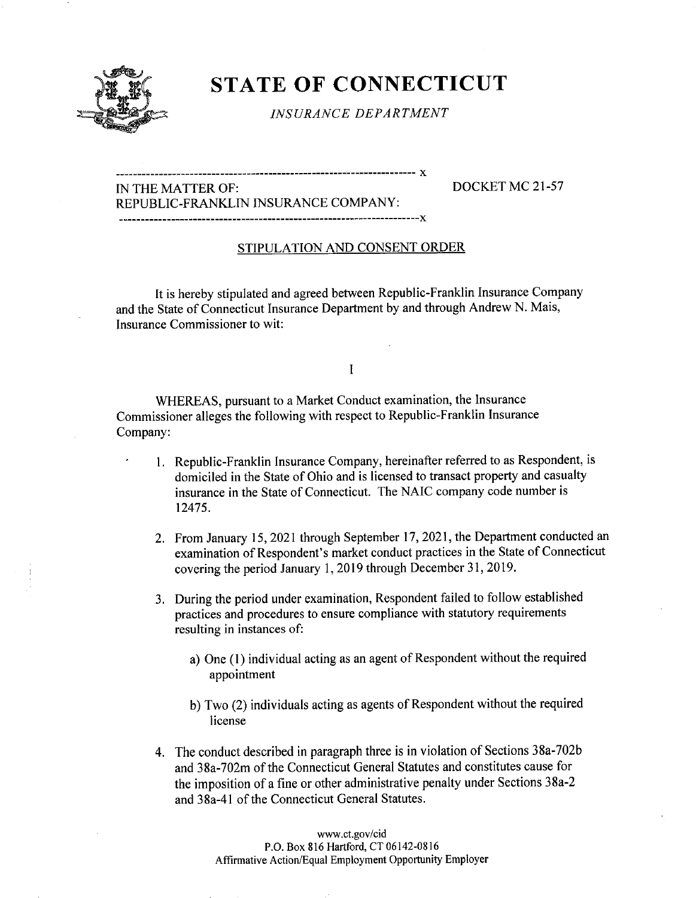# STATE OF CONNECTICUT

*INSURANCE DEPARTMENT*

---

IN THE MATTER OF:
REPUBLIC-FRANKLIN INSURANCE COMPANY:

DOCKET MC 21-57

---

## STIPULATION AND CONSENT ORDER

It is hereby stipulated and agreed between Republic-Franklin Insurance Company and the State of Connecticut Insurance Department by and through Andrew N. Mais, Insurance Commissioner to wit:

I

WHEREAS, pursuant to a Market Conduct examination, the Insurance Commissioner alleges the following with respect to Republic-Franklin Insurance Company:

1. Republic-Franklin Insurance Company, hereinafter referred to as Respondent, is domiciled in the State of Ohio and is licensed to transact property and casualty insurance in the State of Connecticut. The NAIC company code number is 12475.

2. From January 15, 2021 through September 17, 2021, the Department conducted an examination of Respondent's market conduct practices in the State of Connecticut covering the period January 1, 2019 through December 31, 2019.

3. During the period under examination, Respondent failed to follow established practices and procedures to ensure compliance with statutory requirements resulting in instances of:

   a) One (1) individual acting as an agent of Respondent without the required appointment

   b) Two (2) individuals acting as agents of Respondent without the required license

4. The conduct described in paragraph three is in violation of Sections 38a-702b and 38a-702m of the Connecticut General Statutes and constitutes cause for the imposition of a fine or other administrative penalty under Sections 38a-2 and 38a-41 of the Connecticut General Statutes.

www.ct.gov/cid
P.O. Box 816 Hartford, CT 06142-0816
Affirmative Action/Equal Employment Opportunity Employer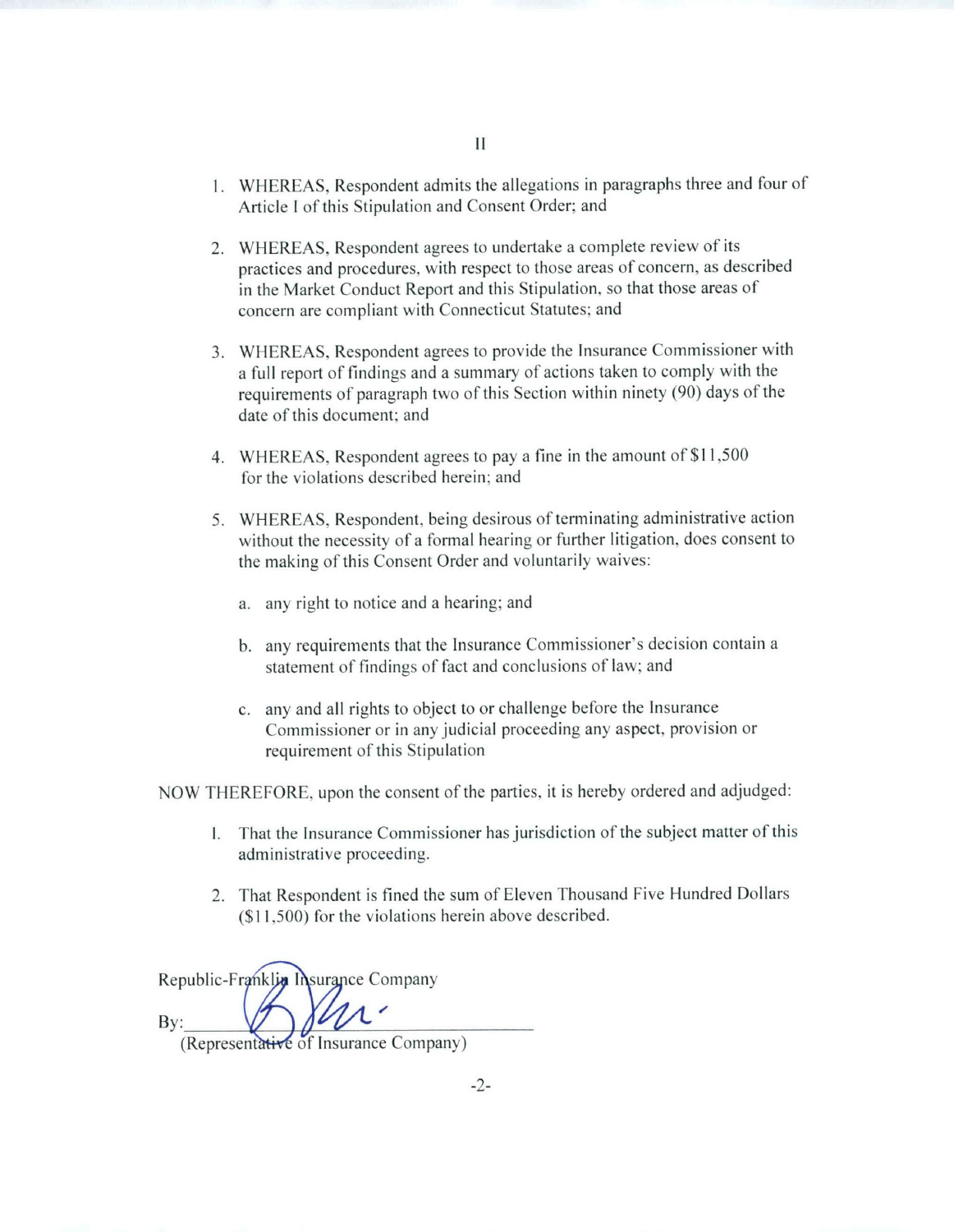# II

1. WHEREAS, Respondent admits the allegations in paragraphs three and four of Article I of this Stipulation and Consent Order; and

2. WHEREAS, Respondent agrees to undertake a complete review of its practices and procedures, with respect to those areas of concern, as described in the Market Conduct Report and this Stipulation, so that those areas of concern are compliant with Connecticut Statutes; and

3. WHEREAS, Respondent agrees to provide the Insurance Commissioner with a full report of findings and a summary of actions taken to comply with the requirements of paragraph two of this Section within ninety (90) days of the date of this document; and

4. WHEREAS, Respondent agrees to pay a fine in the amount of $11,500 for the violations described herein; and

5. WHEREAS, Respondent, being desirous of terminating administrative action without the necessity of a formal hearing or further litigation, does consent to the making of this Consent Order and voluntarily waives:

   a. any right to notice and a hearing; and

   b. any requirements that the Insurance Commissioner's decision contain a statement of findings of fact and conclusions of law; and

   c. any and all rights to object to or challenge before the Insurance Commissioner or in any judicial proceeding any aspect, provision or requirement of this Stipulation

NOW THEREFORE, upon the consent of the parties, it is hereby ordered and adjudged:

1. That the Insurance Commissioner has jurisdiction of the subject matter of this administrative proceeding.

2. That Respondent is fined the sum of Eleven Thousand Five Hundred Dollars ($11,500) for the violations herein above described.

Republic-Franklin Insurance Company

By:\_\_\_\_\_\_\_\_\_\_\_\_\_\_\_\_\_\_\_\_\_\_\_\_\_\_\_\_\_\_\_\_

(Representative of Insurance Company)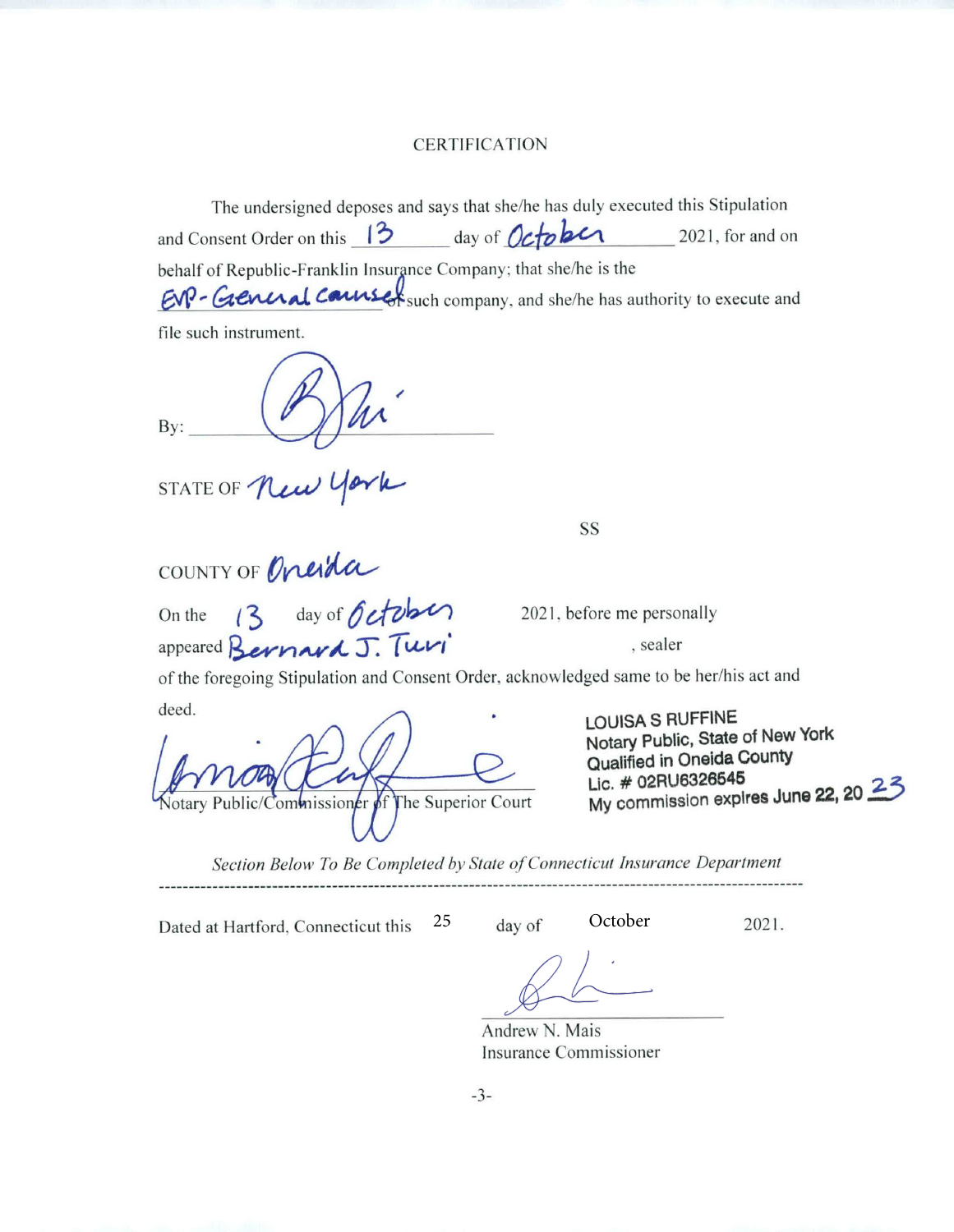# CERTIFICATION

The undersigned deposes and says that she/he has duly executed this Stipulation and Consent Order on this 13 day of October 2021, for and on behalf of Republic-Franklin Insurance Company; that she/he is the EVP-General Counsel of such company, and she/he has authority to execute and file such instrument.

By: ______________________

STATE OF New York

SS

COUNTY OF Oneida

On the 13 day of October 2021, before me personally appeared Bernard J. Turi, sealer of the foregoing Stipulation and Consent Order, acknowledged same to be her/his act and deed.

______________________
Notary Public/Commissioner of The Superior Court

LOUISA S RUFFINE
Notary Public, State of New York
Qualified in Oneida County
Lic. # 02RU6326545
My commission expires June 22, 2023

*Section Below To Be Completed by State of Connecticut Insurance Department*

---

Dated at Hartford, Connecticut this 25 day of October 2021.

______________________
Andrew N. Mais
Insurance Commissioner